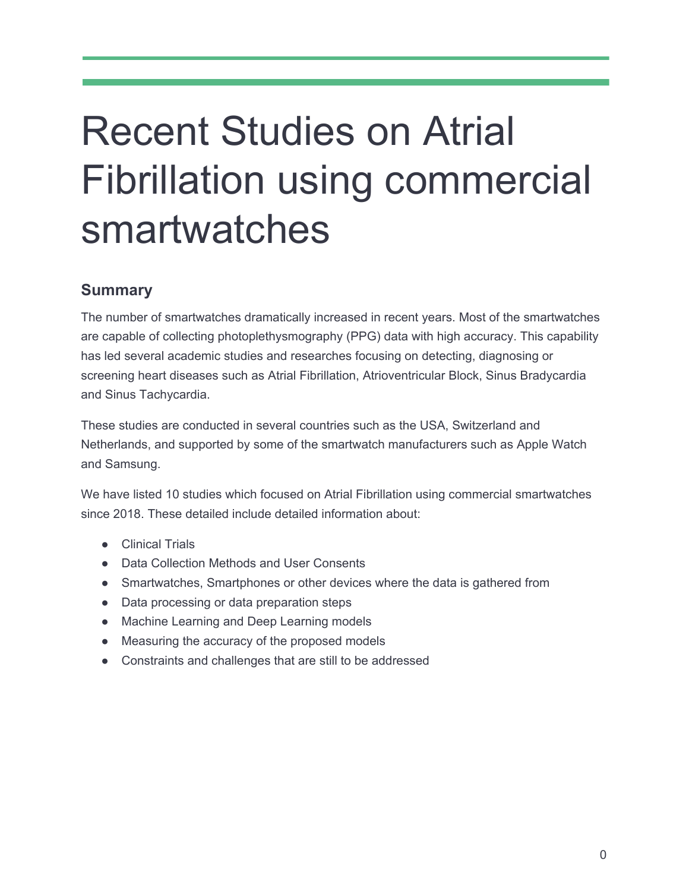# Recent Studies on Atrial Fibrillation using commercial smartwatches

## Summary

The number of smartwatches dramatically increased in recent years. Most of the smartwatches are capable of collecting photoplethysmography (PPG) data with high accuracy. This capability has led several academic studies and researches focusing on detecting, diagnosing or screening heart diseases such as Atrial Fibrillation, Atrioventricular Block, Sinus Bradycardia and Sinus Tachycardia.

These studies are conducted in several countries such as the USA, Switzerland and Netherlands, and supported by some of the smartwatch manufacturers such as Apple Watch and Samsung.

We have listed 10 studies which focused on Atrial Fibrillation using commercial smartwatches since 2018. These detailed include detailed information about:

- Clinical Trials
- Data Collection Methods and User Consents
- Smartwatches, Smartphones or other devices where the data is gathered from
- Data processing or data preparation steps
- Machine Learning and Deep Learning models
- Measuring the accuracy of the proposed models
- Constraints and challenges that are still to be addressed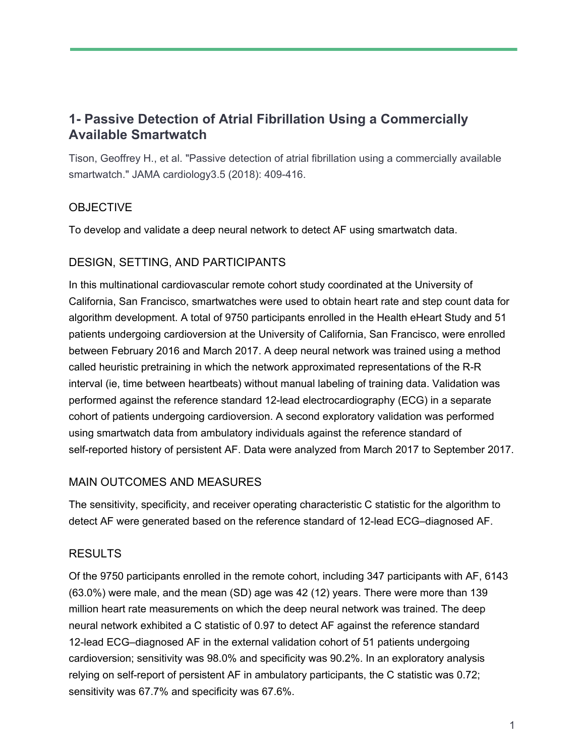## 1- Passive Detection of Atrial Fibrillation Using a Commercially Available Smartwatch

Tison, Geoffrey H., et al. "Passive detection of atrial fibrillation using a commercially available smartwatch." JAMA cardiology3.5 (2018): 409-416.

### OBJECTIVE

To develop and validate a deep neural network to detect AF using smartwatch data.

### DESIGN, SETTING, AND PARTICIPANTS

In this multinational cardiovascular remote cohort study coordinated at the University of California, San Francisco, smartwatches were used to obtain heart rate and step count data for algorithm development. A total of 9750 participants enrolled in the Health eHeart Study and 51 patients undergoing cardioversion at the University of California, San Francisco, were enrolled between February 2016 and March 2017. A deep neural network was trained using a method called heuristic pretraining in which the network approximated representations of the R-R interval (ie, time between heartbeats) without manual labeling of training data. Validation was performed against the reference standard 12-lead electrocardiography (ECG) in a separate cohort of patients undergoing cardioversion. A second exploratory validation was performed using smartwatch data from ambulatory individuals against the reference standard of self-reported history of persistent AF. Data were analyzed from March 2017 to September 2017.

### MAIN OUTCOMES AND MEASURES

The sensitivity, specificity, and receiver operating characteristic C statistic for the algorithm to detect AF were generated based on the reference standard of 12-lead ECG–diagnosed AF.

### RESULTS

Of the 9750 participants enrolled in the remote cohort, including 347 participants with AF, 6143 (63.0%) were male, and the mean (SD) age was 42 (12) years. There were more than 139 million heart rate measurements on which the deep neural network was trained. The deep neural network exhibited a C statistic of 0.97 to detect AF against the reference standard 12-lead ECG–diagnosed AF in the external validation cohort of 51 patients undergoing cardioversion; sensitivity was 98.0% and specificity was 90.2%. In an exploratory analysis relying on self-report of persistent AF in ambulatory participants, the C statistic was 0.72; sensitivity was 67.7% and specificity was 67.6%.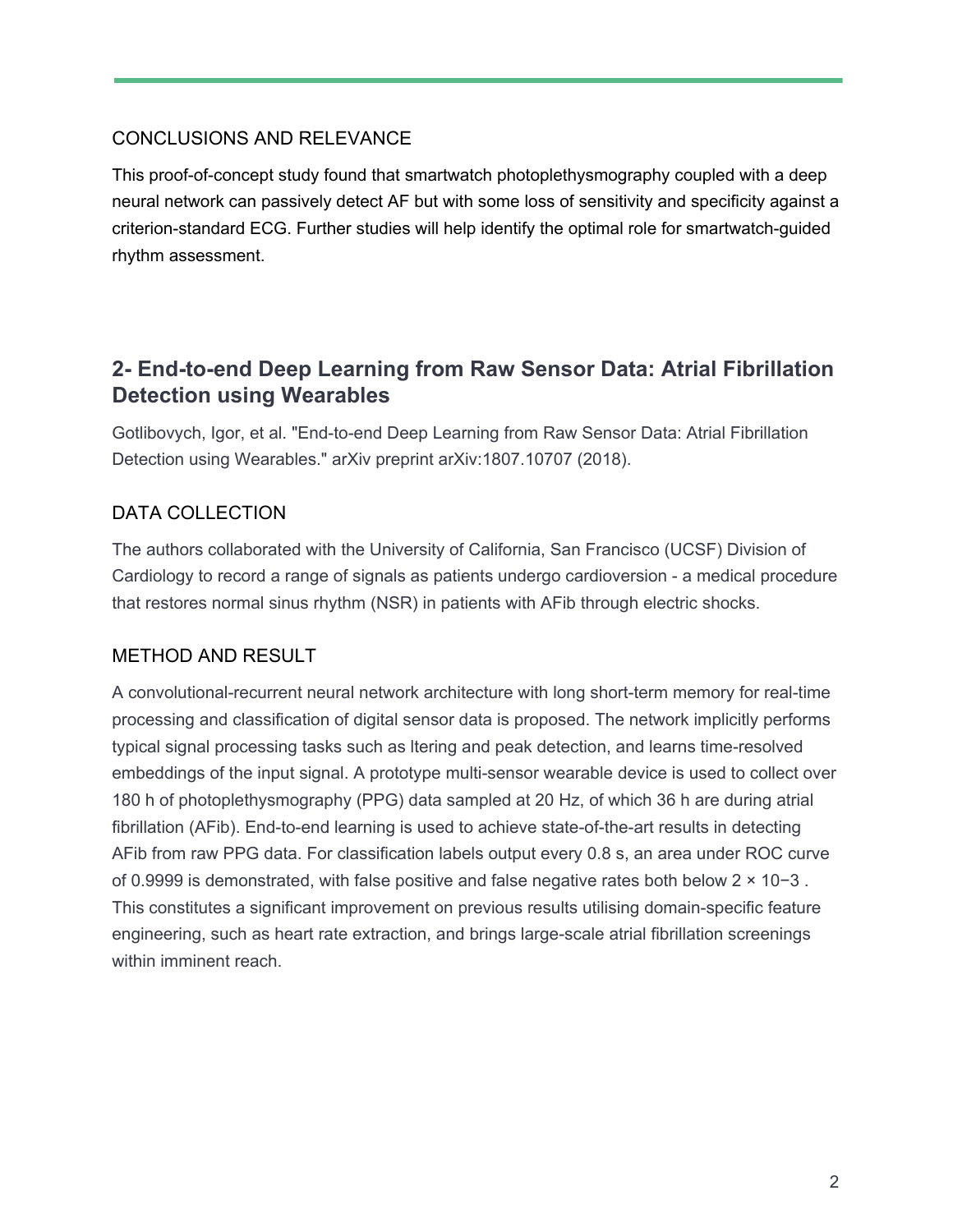### CONCLUSIONS AND RELEVANCE

This proof-of-concept study found that smartwatch photoplethysmography coupled with a deep neural network can passively detect AF but with some loss of sensitivity and specificity against a criterion-standard ECG. Further studies will help identify the optimal role for smartwatch-guided rhythm assessment.

## 2- End-to-end Deep Learning from Raw Sensor Data: Atrial Fibrillation Detection using Wearables

Gotlibovych, Igor, et al. "End-to-end Deep Learning from Raw Sensor Data: Atrial Fibrillation Detection using Wearables." arXiv preprint arXiv:1807.10707 (2018).

### DATA COLLECTION

The authors collaborated with the University of California, San Francisco (UCSF) Division of Cardiology to record a range of signals as patients undergo cardioversion - a medical procedure that restores normal sinus rhythm (NSR) in patients with AFib through electric shocks.

### METHOD AND RESULT

A convolutional-recurrent neural network architecture with long short-term memory for real-time processing and classification of digital sensor data is proposed. The network implicitly performs typical signal processing tasks such as ltering and peak detection, and learns time-resolved embeddings of the input signal. A prototype multi-sensor wearable device is used to collect over 180 h of photoplethysmography (PPG) data sampled at 20 Hz, of which 36 h are during atrial fibrillation (AFib). End-to-end learning is used to achieve state-of-the-art results in detecting AFib from raw PPG data. For classification labels output every 0.8 s, an area under ROC curve of 0.9999 is demonstrated, with false positive and false negative rates both below $2 \times 10^{-3}$ . This constitutes a significant improvement on previous results utilising domain-specific feature engineering, such as heart rate extraction, and brings large-scale atrial fibrillation screenings within imminent reach.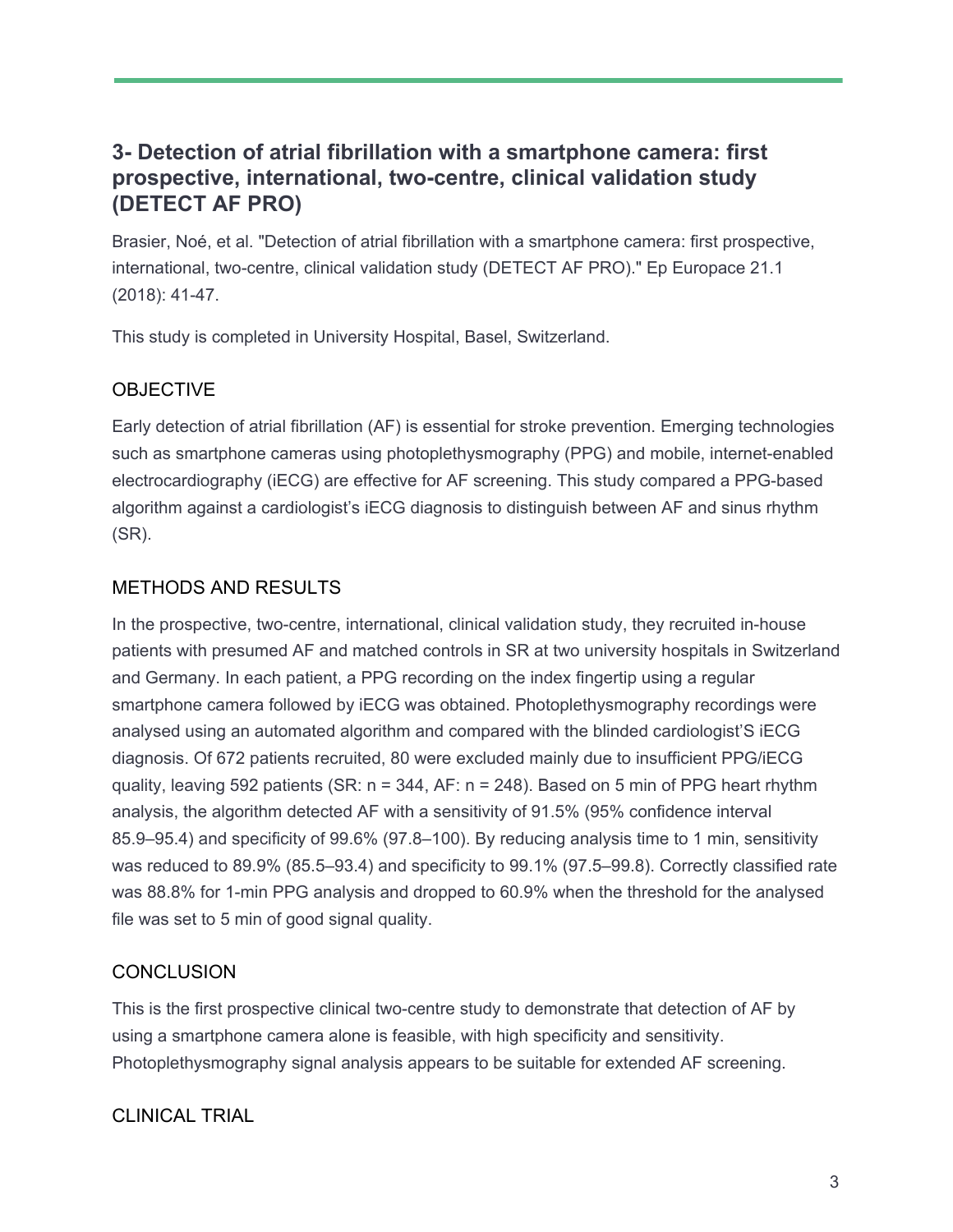## 3- Detection of atrial fibrillation with a smartphone camera: first prospective, international, two-centre, clinical validation study (DETECT AF PRO)

Brasier, Noé, et al. "Detection of atrial fibrillation with a smartphone camera: first prospective, international, two-centre, clinical validation study (DETECT AF PRO)." Ep Europace 21.1 (2018): 41-47.

This study is completed in University Hospital, Basel, Switzerland.

### OBJECTIVE

Early detection of atrial fibrillation (AF) is essential for stroke prevention. Emerging technologies such as smartphone cameras using photoplethysmography (PPG) and mobile, internet-enabled electrocardiography (iECG) are effective for AF screening. This study compared a PPG-based algorithm against a cardiologist's iECG diagnosis to distinguish between AF and sinus rhythm (SR).

### METHODS AND RESULTS

In the prospective, two-centre, international, clinical validation study, they recruited in-house patients with presumed AF and matched controls in SR at two university hospitals in Switzerland and Germany. In each patient, a PPG recording on the index fingertip using a regular smartphone camera followed by iECG was obtained. Photoplethysmography recordings were analysed using an automated algorithm and compared with the blinded cardiologist'S iECG diagnosis. Of 672 patients recruited, 80 were excluded mainly due to insufficient PPG/iECG quality, leaving 592 patients (SR: n = 344, AF: n = 248). Based on 5 min of PPG heart rhythm analysis, the algorithm detected AF with a sensitivity of 91.5% (95% confidence interval 85.9–95.4) and specificity of 99.6% (97.8–100). By reducing analysis time to 1 min, sensitivity was reduced to 89.9% (85.5–93.4) and specificity to 99.1% (97.5–99.8). Correctly classified rate was 88.8% for 1-min PPG analysis and dropped to 60.9% when the threshold for the analysed file was set to 5 min of good signal quality.

### CONCLUSION

This is the first prospective clinical two-centre study to demonstrate that detection of AF by using a smartphone camera alone is feasible, with high specificity and sensitivity. Photoplethysmography signal analysis appears to be suitable for extended AF screening.

### CLINICAL TRIAL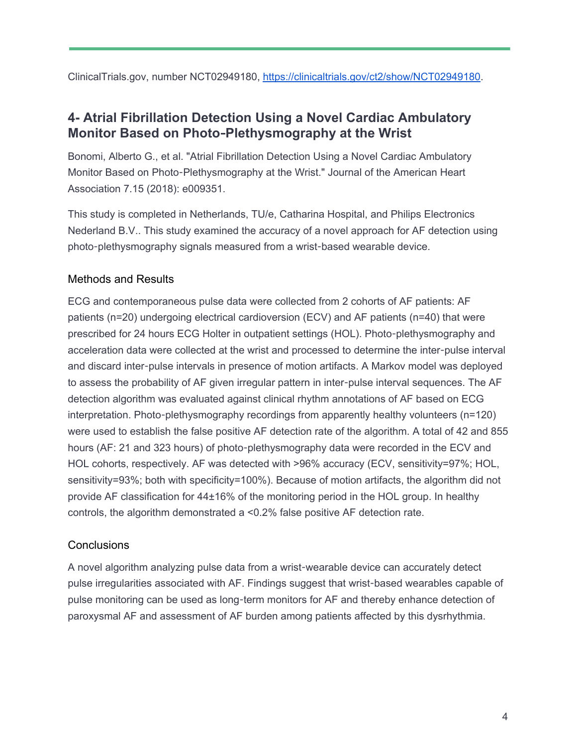ClinicalTrials.gov, number NCT02949180, [https://clinicaltrials.gov/ct2/show/NCT02949180](https://clinicaltrials.gov/ct2/show/NCT02949180).

## 4- Atrial Fibrillation Detection Using a Novel Cardiac Ambulatory Monitor Based on Photo-Plethysmography at the Wrist

Bonomi, Alberto G., et al. "Atrial Fibrillation Detection Using a Novel Cardiac Ambulatory Monitor Based on Photo-Plethysmography at the Wrist." Journal of the American Heart Association 7.15 (2018): e009351.

This study is completed in Netherlands, TU/e, Catharina Hospital, and Philips Electronics Nederland B.V.. This study examined the accuracy of a novel approach for AF detection using photo-plethysmography signals measured from a wrist-based wearable device.

### Methods and Results

ECG and contemporaneous pulse data were collected from 2 cohorts of AF patients: AF patients (n=20) undergoing electrical cardioversion (ECV) and AF patients (n=40) that were prescribed for 24 hours ECG Holter in outpatient settings (HOL). Photo-plethysmography and acceleration data were collected at the wrist and processed to determine the inter-pulse interval and discard inter-pulse intervals in presence of motion artifacts. A Markov model was deployed to assess the probability of AF given irregular pattern in inter-pulse interval sequences. The AF detection algorithm was evaluated against clinical rhythm annotations of AF based on ECG interpretation. Photo-plethysmography recordings from apparently healthy volunteers (n=120) were used to establish the false positive AF detection rate of the algorithm. A total of 42 and 855 hours (AF: 21 and 323 hours) of photo-plethysmography data were recorded in the ECV and HOL cohorts, respectively. AF was detected with >96% accuracy (ECV, sensitivity=97%; HOL, sensitivity=93%; both with specificity=100%). Because of motion artifacts, the algorithm did not provide AF classification for 44±16% of the monitoring period in the HOL group. In healthy controls, the algorithm demonstrated a <0.2% false positive AF detection rate.

### Conclusions

A novel algorithm analyzing pulse data from a wrist-wearable device can accurately detect pulse irregularities associated with AF. Findings suggest that wrist-based wearables capable of pulse monitoring can be used as long-term monitors for AF and thereby enhance detection of paroxysmal AF and assessment of AF burden among patients affected by this dysrhythmia.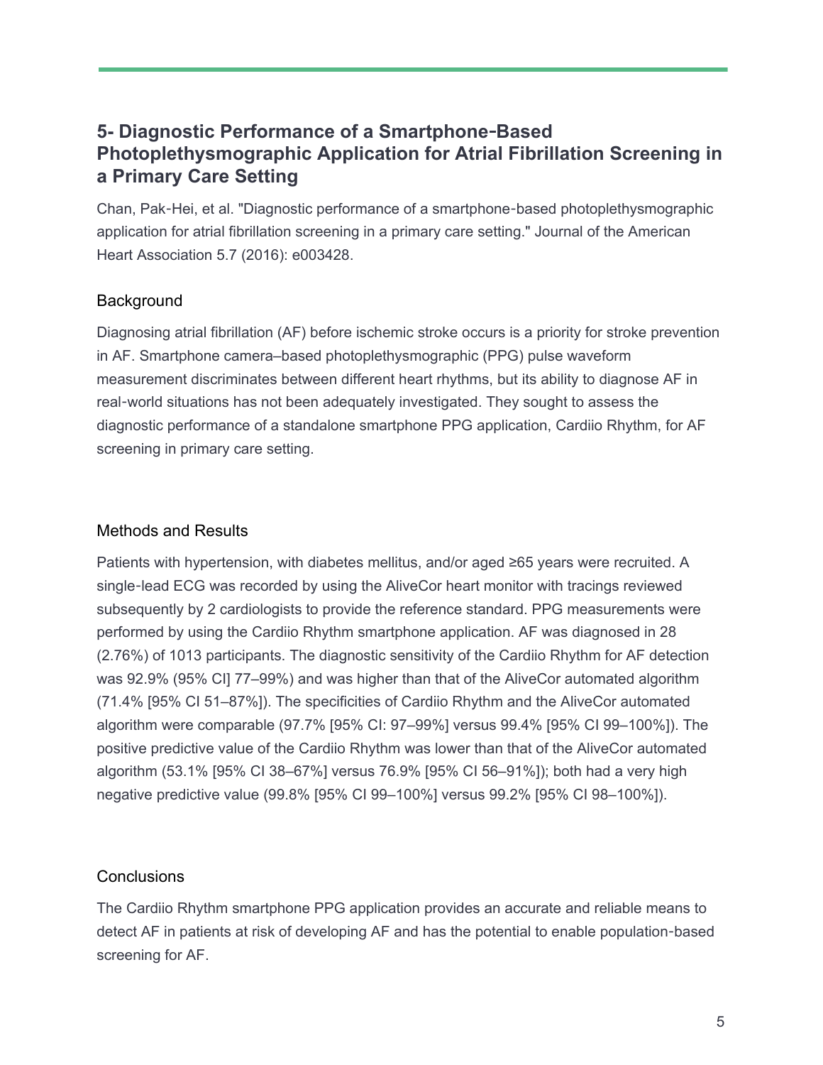## 5- Diagnostic Performance of a Smartphone-Based Photoplethysmographic Application for Atrial Fibrillation Screening in a Primary Care Setting

Chan, Pak-Hei, et al. "Diagnostic performance of a smartphone-based photoplethysmographic application for atrial fibrillation screening in a primary care setting." Journal of the American Heart Association 5.7 (2016): e003428.

### Background

Diagnosing atrial fibrillation (AF) before ischemic stroke occurs is a priority for stroke prevention in AF. Smartphone camera–based photoplethysmographic (PPG) pulse waveform measurement discriminates between different heart rhythms, but its ability to diagnose AF in real-world situations has not been adequately investigated. They sought to assess the diagnostic performance of a standalone smartphone PPG application, Cardiio Rhythm, for AF screening in primary care setting.

### Methods and Results

Patients with hypertension, with diabetes mellitus, and/or aged ≥65 years were recruited. A single-lead ECG was recorded by using the AliveCor heart monitor with tracings reviewed subsequently by 2 cardiologists to provide the reference standard. PPG measurements were performed by using the Cardiio Rhythm smartphone application. AF was diagnosed in 28 (2.76%) of 1013 participants. The diagnostic sensitivity of the Cardiio Rhythm for AF detection was 92.9% (95% CI] 77–99%) and was higher than that of the AliveCor automated algorithm (71.4% [95% CI 51–87%]). The specificities of Cardiio Rhythm and the AliveCor automated algorithm were comparable (97.7% [95% CI: 97–99%] versus 99.4% [95% CI 99–100%]). The positive predictive value of the Cardiio Rhythm was lower than that of the AliveCor automated algorithm (53.1% [95% CI 38–67%] versus 76.9% [95% CI 56–91%]); both had a very high negative predictive value (99.8% [95% CI 99–100%] versus 99.2% [95% CI 98–100%]).

### Conclusions

The Cardiio Rhythm smartphone PPG application provides an accurate and reliable means to detect AF in patients at risk of developing AF and has the potential to enable population-based screening for AF.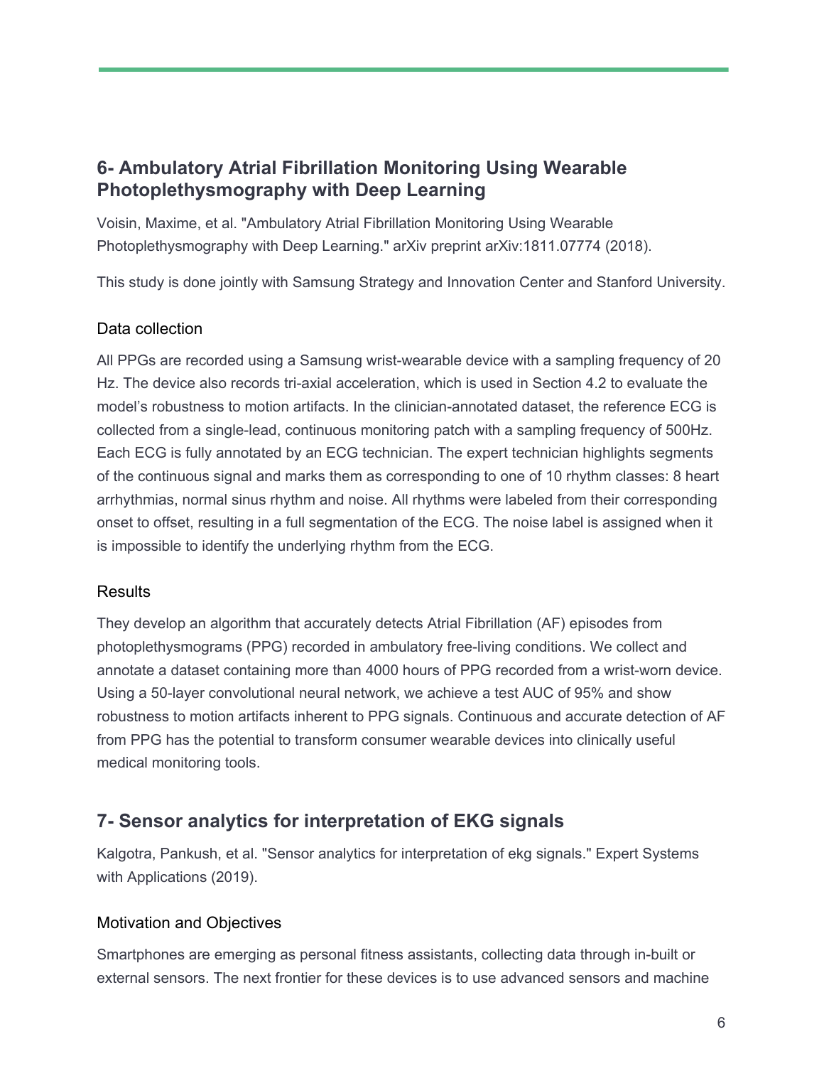## 6- Ambulatory Atrial Fibrillation Monitoring Using Wearable Photoplethysmography with Deep Learning

Voisin, Maxime, et al. "Ambulatory Atrial Fibrillation Monitoring Using Wearable Photoplethysmography with Deep Learning." arXiv preprint arXiv:1811.07774 (2018).

This study is done jointly with Samsung Strategy and Innovation Center and Stanford University.

### Data collection

All PPGs are recorded using a Samsung wrist-wearable device with a sampling frequency of 20 Hz. The device also records tri-axial acceleration, which is used in Section 4.2 to evaluate the model's robustness to motion artifacts. In the clinician-annotated dataset, the reference ECG is collected from a single-lead, continuous monitoring patch with a sampling frequency of 500Hz. Each ECG is fully annotated by an ECG technician. The expert technician highlights segments of the continuous signal and marks them as corresponding to one of 10 rhythm classes: 8 heart arrhythmias, normal sinus rhythm and noise. All rhythms were labeled from their corresponding onset to offset, resulting in a full segmentation of the ECG. The noise label is assigned when it is impossible to identify the underlying rhythm from the ECG.

### Results

They develop an algorithm that accurately detects Atrial Fibrillation (AF) episodes from photoplethysmograms (PPG) recorded in ambulatory free-living conditions. We collect and annotate a dataset containing more than 4000 hours of PPG recorded from a wrist-worn device. Using a 50-layer convolutional neural network, we achieve a test AUC of 95% and show robustness to motion artifacts inherent to PPG signals. Continuous and accurate detection of AF from PPG has the potential to transform consumer wearable devices into clinically useful medical monitoring tools.

## 7- Sensor analytics for interpretation of EKG signals

Kalgotra, Pankush, et al. "Sensor analytics for interpretation of ekg signals." Expert Systems with Applications (2019).

### Motivation and Objectives

Smartphones are emerging as personal fitness assistants, collecting data through in-built or external sensors. The next frontier for these devices is to use advanced sensors and machine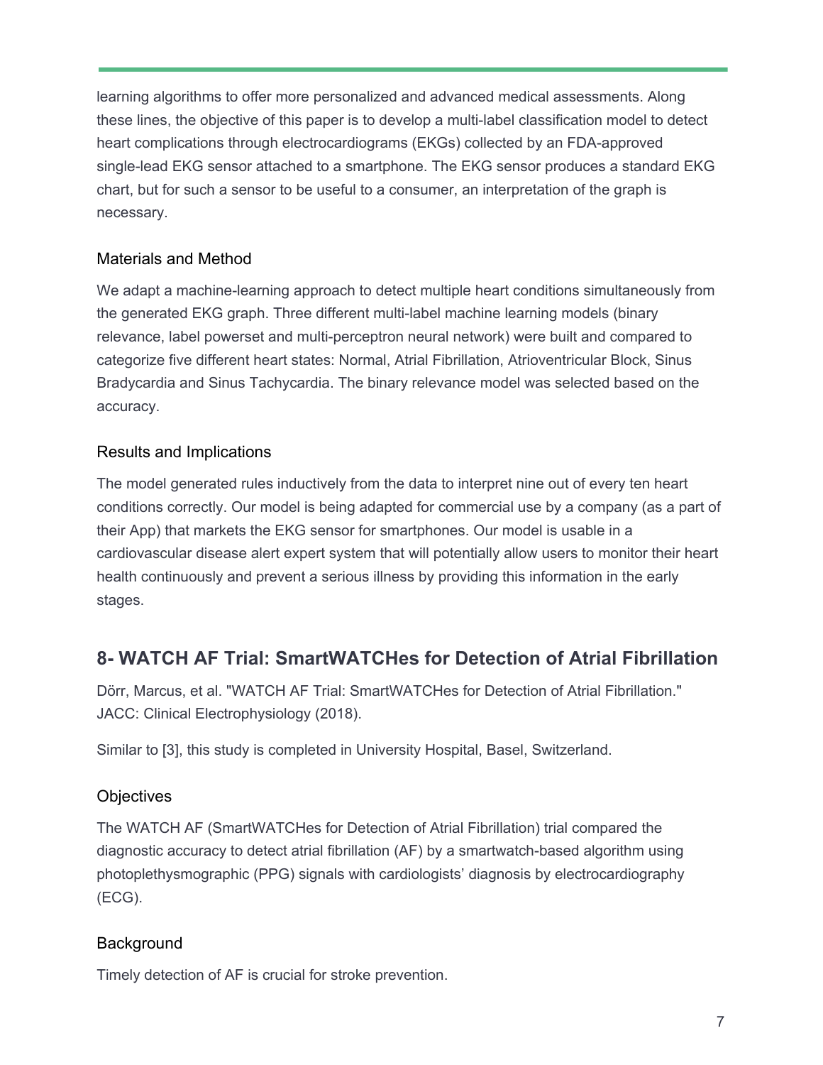learning algorithms to offer more personalized and advanced medical assessments. Along these lines, the objective of this paper is to develop a multi-label classification model to detect heart complications through electrocardiograms (EKGs) collected by an FDA-approved single-lead EKG sensor attached to a smartphone. The EKG sensor produces a standard EKG chart, but for such a sensor to be useful to a consumer, an interpretation of the graph is necessary.

### Materials and Method

We adapt a machine-learning approach to detect multiple heart conditions simultaneously from the generated EKG graph. Three different multi-label machine learning models (binary relevance, label powerset and multi-perceptron neural network) were built and compared to categorize five different heart states: Normal, Atrial Fibrillation, Atrioventricular Block, Sinus Bradycardia and Sinus Tachycardia. The binary relevance model was selected based on the accuracy.

### Results and Implications

The model generated rules inductively from the data to interpret nine out of every ten heart conditions correctly. Our model is being adapted for commercial use by a company (as a part of their App) that markets the EKG sensor for smartphones. Our model is usable in a cardiovascular disease alert expert system that will potentially allow users to monitor their heart health continuously and prevent a serious illness by providing this information in the early stages.

## 8- WATCH AF Trial: SmartWATCHes for Detection of Atrial Fibrillation

Dörr, Marcus, et al. "WATCH AF Trial: SmartWATCHes for Detection of Atrial Fibrillation." JACC: Clinical Electrophysiology (2018).

Similar to [3], this study is completed in University Hospital, Basel, Switzerland.

### Objectives

The WATCH AF (SmartWATCHes for Detection of Atrial Fibrillation) trial compared the diagnostic accuracy to detect atrial fibrillation (AF) by a smartwatch-based algorithm using photoplethysmographic (PPG) signals with cardiologists' diagnosis by electrocardiography (ECG).

### Background

Timely detection of AF is crucial for stroke prevention.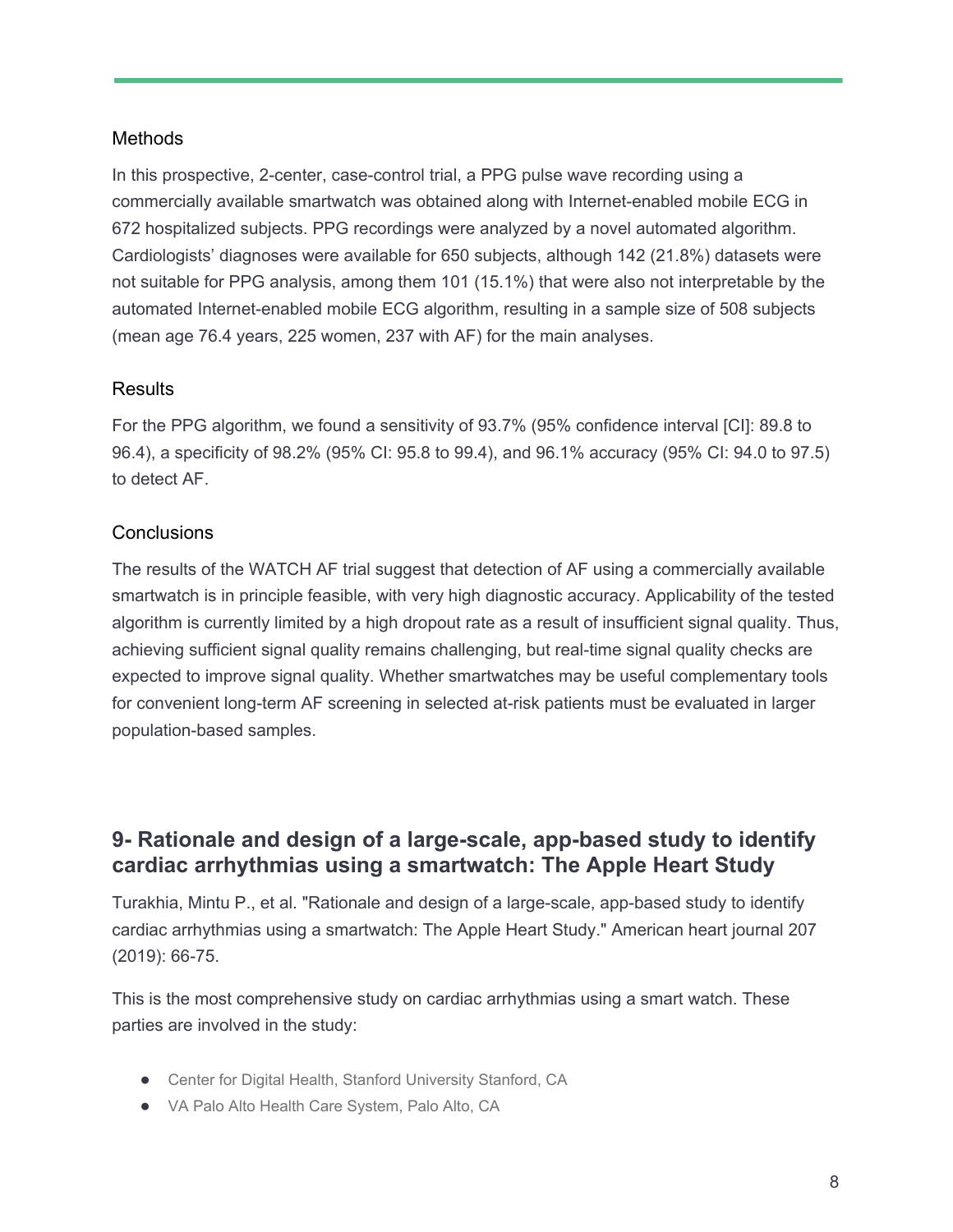### Methods

In this prospective, 2-center, case-control trial, a PPG pulse wave recording using a commercially available smartwatch was obtained along with Internet-enabled mobile ECG in 672 hospitalized subjects. PPG recordings were analyzed by a novel automated algorithm. Cardiologists' diagnoses were available for 650 subjects, although 142 (21.8%) datasets were not suitable for PPG analysis, among them 101 (15.1%) that were also not interpretable by the automated Internet-enabled mobile ECG algorithm, resulting in a sample size of 508 subjects (mean age 76.4 years, 225 women, 237 with AF) for the main analyses.

### Results

For the PPG algorithm, we found a sensitivity of 93.7% (95% confidence interval [CI]: 89.8 to 96.4), a specificity of 98.2% (95% CI: 95.8 to 99.4), and 96.1% accuracy (95% CI: 94.0 to 97.5) to detect AF.

### Conclusions

The results of the WATCH AF trial suggest that detection of AF using a commercially available smartwatch is in principle feasible, with very high diagnostic accuracy. Applicability of the tested algorithm is currently limited by a high dropout rate as a result of insufficient signal quality. Thus, achieving sufficient signal quality remains challenging, but real-time signal quality checks are expected to improve signal quality. Whether smartwatches may be useful complementary tools for convenient long-term AF screening in selected at-risk patients must be evaluated in larger population-based samples.

## 9- Rationale and design of a large-scale, app-based study to identify cardiac arrhythmias using a smartwatch: The Apple Heart Study

Turakhia, Mintu P., et al. "Rationale and design of a large-scale, app-based study to identify cardiac arrhythmias using a smartwatch: The Apple Heart Study." American heart journal 207 (2019): 66-75.

This is the most comprehensive study on cardiac arrhythmias using a smart watch. These parties are involved in the study:

- Center for Digital Health, Stanford University Stanford, CA
- VA Palo Alto Health Care System, Palo Alto, CA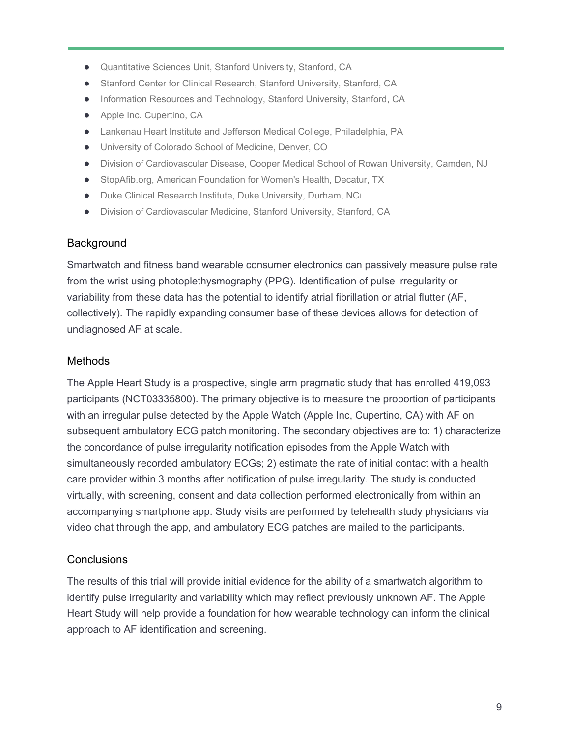- Quantitative Sciences Unit, Stanford University, Stanford, CA
- Stanford Center for Clinical Research, Stanford University, Stanford, CA
- Information Resources and Technology, Stanford University, Stanford, CA
- Apple Inc. Cupertino, CA
- Lankenau Heart Institute and Jefferson Medical College, Philadelphia, PA
- University of Colorado School of Medicine, Denver, CO
- Division of Cardiovascular Disease, Cooper Medical School of Rowan University, Camden, NJ
- StopAfib.org, American Foundation for Women's Health, Decatur, TX
- Duke Clinical Research Institute, Duke University, Durham, NC
- Division of Cardiovascular Medicine, Stanford University, Stanford, CA

## Background

Smartwatch and fitness band wearable consumer electronics can passively measure pulse rate from the wrist using photoplethysmography (PPG). Identification of pulse irregularity or variability from these data has the potential to identify atrial fibrillation or atrial flutter (AF, collectively). The rapidly expanding consumer base of these devices allows for detection of undiagnosed AF at scale.

## Methods

The Apple Heart Study is a prospective, single arm pragmatic study that has enrolled 419,093 participants (NCT03335800). The primary objective is to measure the proportion of participants with an irregular pulse detected by the Apple Watch (Apple Inc, Cupertino, CA) with AF on subsequent ambulatory ECG patch monitoring. The secondary objectives are to: 1) characterize the concordance of pulse irregularity notification episodes from the Apple Watch with simultaneously recorded ambulatory ECGs; 2) estimate the rate of initial contact with a health care provider within 3 months after notification of pulse irregularity. The study is conducted virtually, with screening, consent and data collection performed electronically from within an accompanying smartphone app. Study visits are performed by telehealth study physicians via video chat through the app, and ambulatory ECG patches are mailed to the participants.

## Conclusions

The results of this trial will provide initial evidence for the ability of a smartwatch algorithm to identify pulse irregularity and variability which may reflect previously unknown AF. The Apple Heart Study will help provide a foundation for how wearable technology can inform the clinical approach to AF identification and screening.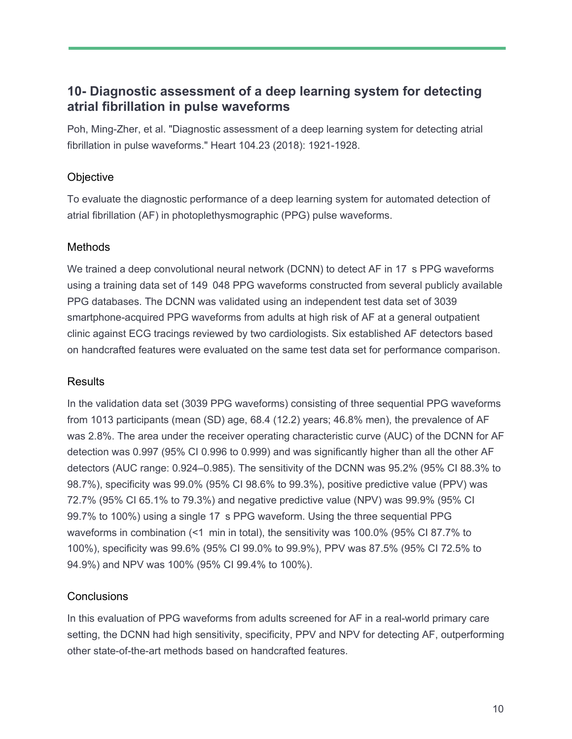## 10- Diagnostic assessment of a deep learning system for detecting atrial fibrillation in pulse waveforms

Poh, Ming-Zher, et al. "Diagnostic assessment of a deep learning system for detecting atrial fibrillation in pulse waveforms." Heart 104.23 (2018): 1921-1928.

### Objective

To evaluate the diagnostic performance of a deep learning system for automated detection of atrial fibrillation (AF) in photoplethysmographic (PPG) pulse waveforms.

### Methods

We trained a deep convolutional neural network (DCNN) to detect AF in 17 s PPG waveforms using a training data set of 149 048 PPG waveforms constructed from several publicly available PPG databases. The DCNN was validated using an independent test data set of 3039 smartphone-acquired PPG waveforms from adults at high risk of AF at a general outpatient clinic against ECG tracings reviewed by two cardiologists. Six established AF detectors based on handcrafted features were evaluated on the same test data set for performance comparison.

### Results

In the validation data set (3039 PPG waveforms) consisting of three sequential PPG waveforms from 1013 participants (mean (SD) age, 68.4 (12.2) years; 46.8% men), the prevalence of AF was 2.8%. The area under the receiver operating characteristic curve (AUC) of the DCNN for AF detection was 0.997 (95% CI 0.996 to 0.999) and was significantly higher than all the other AF detectors (AUC range: 0.924–0.985). The sensitivity of the DCNN was 95.2% (95% CI 88.3% to 98.7%), specificity was 99.0% (95% CI 98.6% to 99.3%), positive predictive value (PPV) was 72.7% (95% CI 65.1% to 79.3%) and negative predictive value (NPV) was 99.9% (95% CI 99.7% to 100%) using a single 17 s PPG waveform. Using the three sequential PPG waveforms in combination (<1 min in total), the sensitivity was 100.0% (95% CI 87.7% to 100%), specificity was 99.6% (95% CI 99.0% to 99.9%), PPV was 87.5% (95% CI 72.5% to 94.9%) and NPV was 100% (95% CI 99.4% to 100%).

### Conclusions

In this evaluation of PPG waveforms from adults screened for AF in a real-world primary care setting, the DCNN had high sensitivity, specificity, PPV and NPV for detecting AF, outperforming other state-of-the-art methods based on handcrafted features.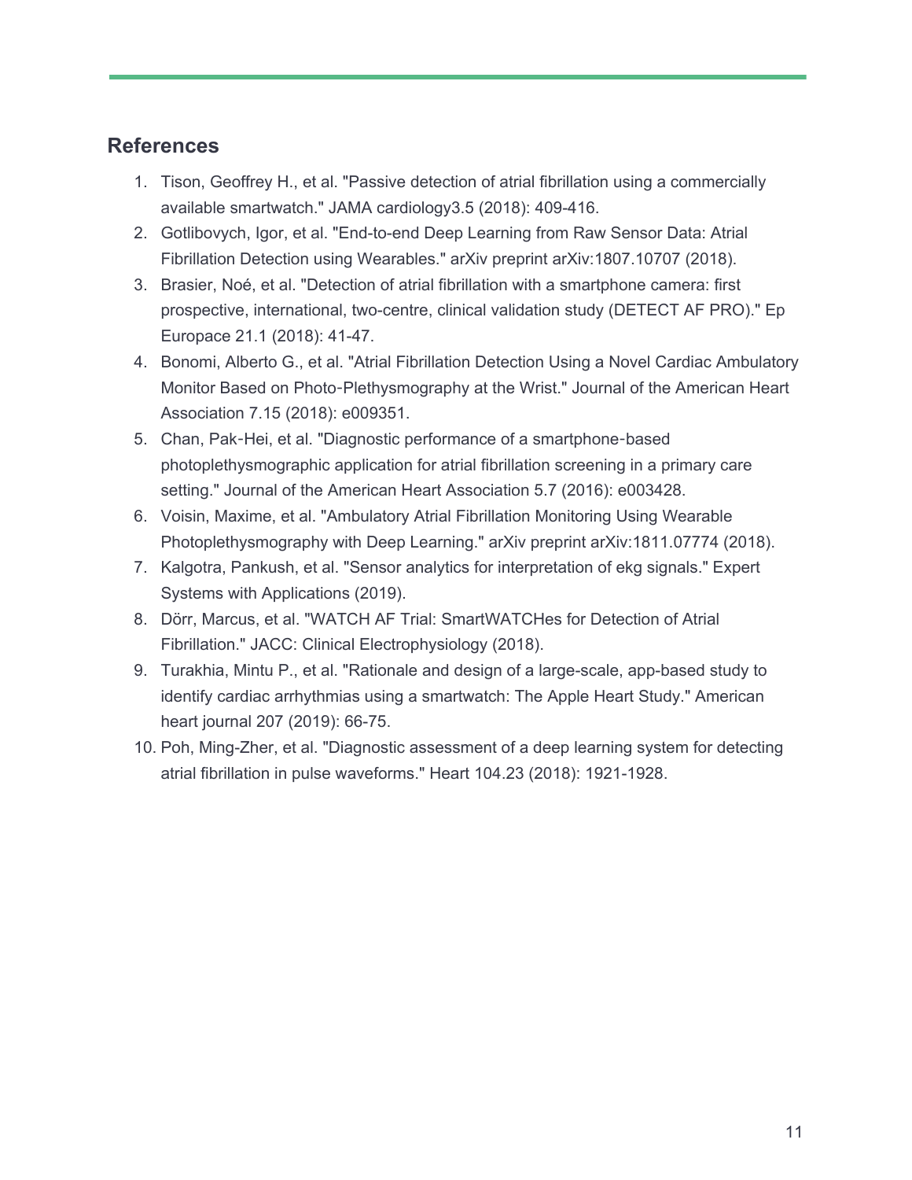## References

1. Tison, Geoffrey H., et al. "Passive detection of atrial fibrillation using a commercially available smartwatch." JAMA cardiology3.5 (2018): 409-416.
2. Gotlibovych, Igor, et al. "End-to-end Deep Learning from Raw Sensor Data: Atrial Fibrillation Detection using Wearables." arXiv preprint arXiv:1807.10707 (2018).
3. Brasier, Noé, et al. "Detection of atrial fibrillation with a smartphone camera: first prospective, international, two-centre, clinical validation study (DETECT AF PRO)." Ep Europace 21.1 (2018): 41-47.
4. Bonomi, Alberto G., et al. "Atrial Fibrillation Detection Using a Novel Cardiac Ambulatory Monitor Based on Photo‐Plethysmography at the Wrist." Journal of the American Heart Association 7.15 (2018): e009351.
5. Chan, Pak‐Hei, et al. "Diagnostic performance of a smartphone‐based photoplethysmographic application for atrial fibrillation screening in a primary care setting." Journal of the American Heart Association 5.7 (2016): e003428.
6. Voisin, Maxime, et al. "Ambulatory Atrial Fibrillation Monitoring Using Wearable Photoplethysmography with Deep Learning." arXiv preprint arXiv:1811.07774 (2018).
7. Kalgotra, Pankush, et al. "Sensor analytics for interpretation of ekg signals." Expert Systems with Applications (2019).
8. Dörr, Marcus, et al. "WATCH AF Trial: SmartWATCHes for Detection of Atrial Fibrillation." JACC: Clinical Electrophysiology (2018).
9. Turakhia, Mintu P., et al. "Rationale and design of a large-scale, app-based study to identify cardiac arrhythmias using a smartwatch: The Apple Heart Study." American heart journal 207 (2019): 66-75.
10. Poh, Ming-Zher, et al. "Diagnostic assessment of a deep learning system for detecting atrial fibrillation in pulse waveforms." Heart 104.23 (2018): 1921-1928.